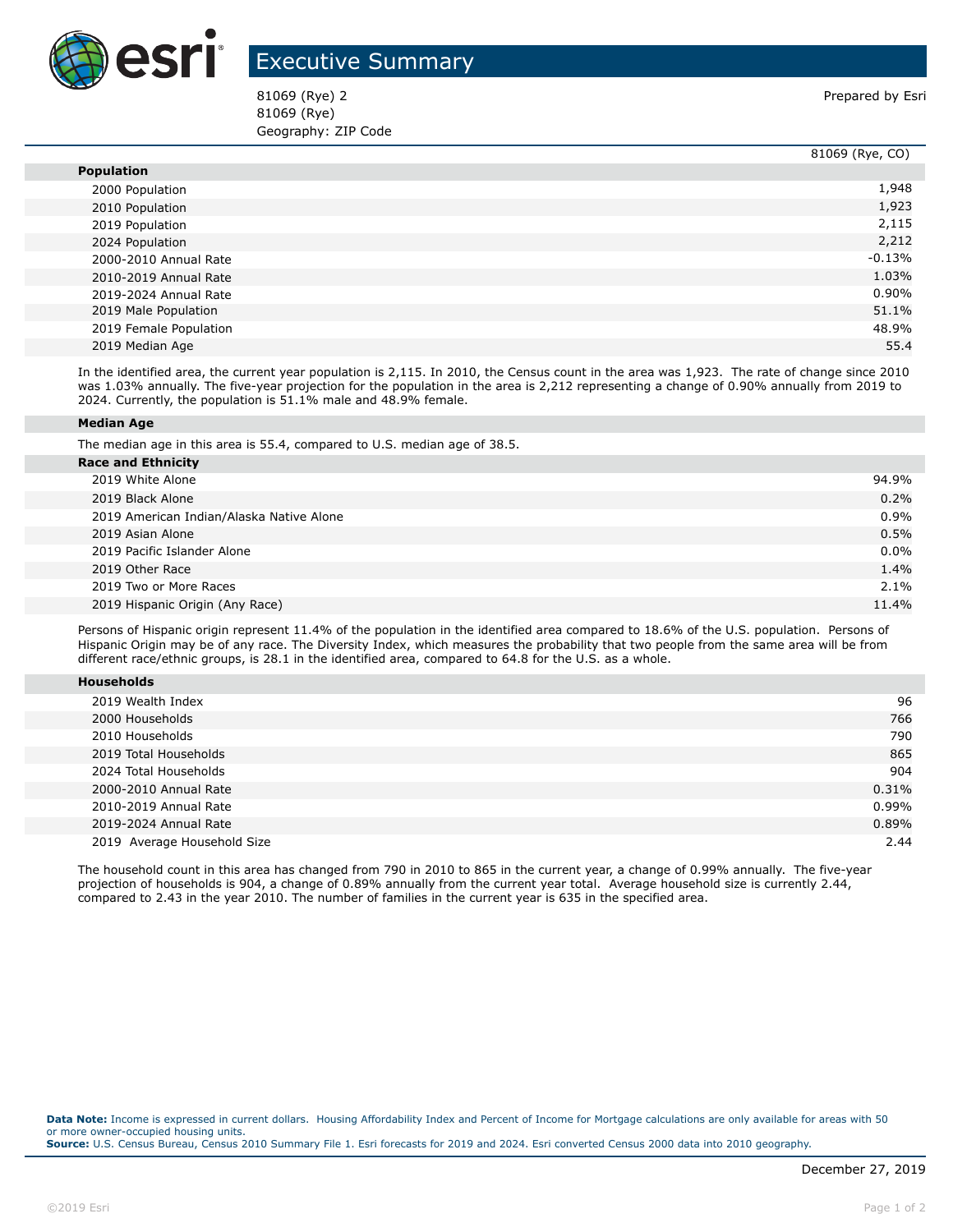# Executive Summary

81069 (Rye) 2
81069 (Rye)
Geography: ZIP Code

Prepared by Esri

| | 81069 (Rye, CO) |
|---|---|
| **Population** | |
| 2000 Population | 1,948 |
| 2010 Population | 1,923 |
| 2019 Population | 2,115 |
| 2024 Population | 2,212 |
| 2000-2010 Annual Rate | -0.13% |
| 2010-2019 Annual Rate | 1.03% |
| 2019-2024 Annual Rate | 0.90% |
| 2019 Male Population | 51.1% |
| 2019 Female Population | 48.9% |
| 2019 Median Age | 55.4 |

In the identified area, the current year population is 2,115. In 2010, the Census count in the area was 1,923. The rate of change since 2010 was 1.03% annually. The five-year projection for the population in the area is 2,212 representing a change of 0.90% annually from 2019 to 2024. Currently, the population is 51.1% male and 48.9% female.

**Median Age**

The median age in this area is 55.4, compared to U.S. median age of 38.5.

| **Race and Ethnicity** | |
|---|---|
| 2019 White Alone | 94.9% |
| 2019 Black Alone | 0.2% |
| 2019 American Indian/Alaska Native Alone | 0.9% |
| 2019 Asian Alone | 0.5% |
| 2019 Pacific Islander Alone | 0.0% |
| 2019 Other Race | 1.4% |
| 2019 Two or More Races | 2.1% |
| 2019 Hispanic Origin (Any Race) | 11.4% |

Persons of Hispanic origin represent 11.4% of the population in the identified area compared to 18.6% of the U.S. population. Persons of Hispanic Origin may be of any race. The Diversity Index, which measures the probability that two people from the same area will be from different race/ethnic groups, is 28.1 in the identified area, compared to 64.8 for the U.S. as a whole.

| **Households** | |
|---|---|
| 2019 Wealth Index | 96 |
| 2000 Households | 766 |
| 2010 Households | 790 |
| 2019 Total Households | 865 |
| 2024 Total Households | 904 |
| 2000-2010 Annual Rate | 0.31% |
| 2010-2019 Annual Rate | 0.99% |
| 2019-2024 Annual Rate | 0.89% |
| 2019 Average Household Size | 2.44 |

The household count in this area has changed from 790 in 2010 to 865 in the current year, a change of 0.99% annually. The five-year projection of households is 904, a change of 0.89% annually from the current year total. Average household size is currently 2.44, compared to 2.43 in the year 2010. The number of families in the current year is 635 in the specified area.

**Data Note:** Income is expressed in current dollars. Housing Affordability Index and Percent of Income for Mortgage calculations are only available for areas with 50 or more owner-occupied housing units.
**Source:** U.S. Census Bureau, Census 2010 Summary File 1. Esri forecasts for 2019 and 2024. Esri converted Census 2000 data into 2010 geography.

December 27, 2019

©2019 Esri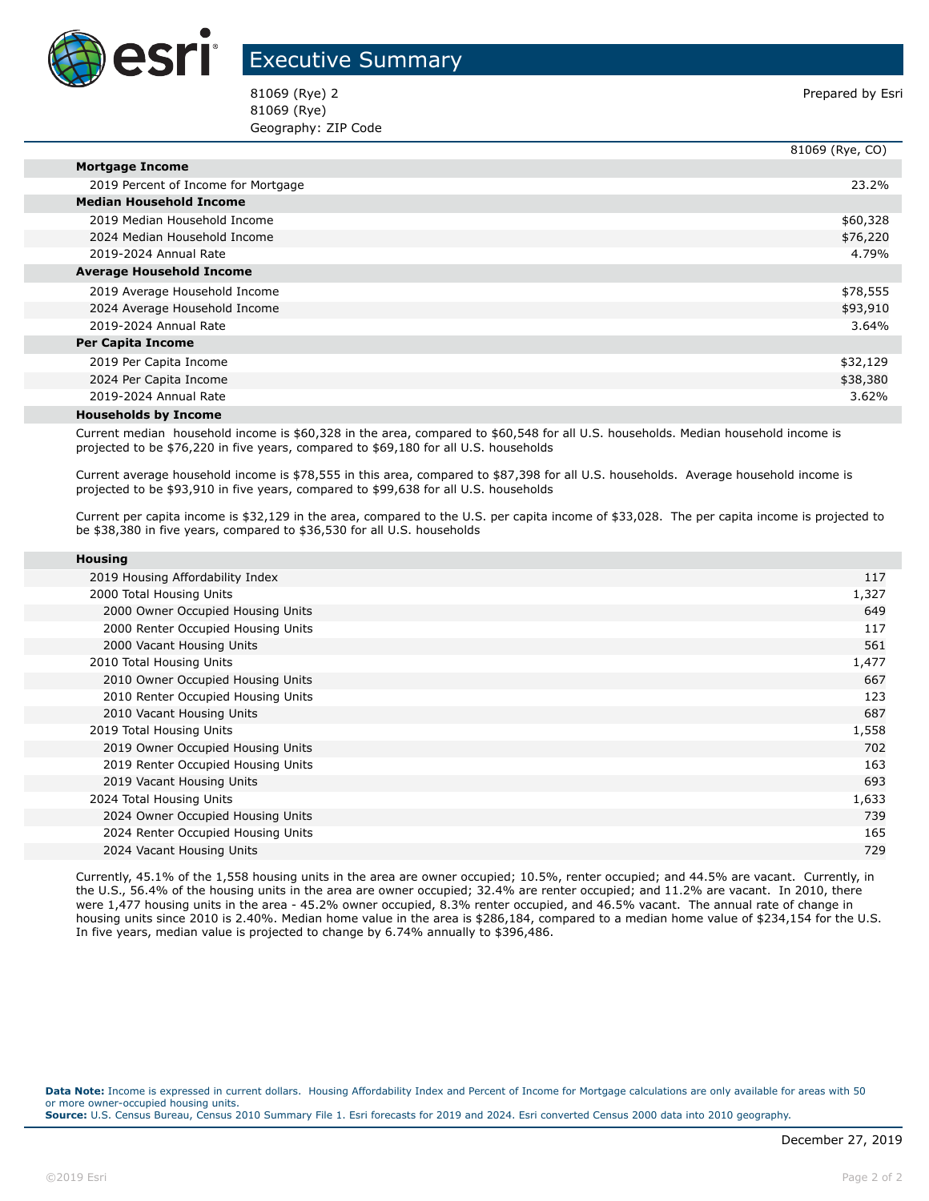# Executive Summary

81069 (Rye) 2
81069 (Rye)
Geography: ZIP Code

Prepared by Esri

| | 81069 (Rye, CO) |
|---|---|
| **Mortgage Income** | |
| 2019 Percent of Income for Mortgage | 23.2% |
| **Median Household Income** | |
| 2019 Median Household Income | $60,328 |
| 2024 Median Household Income | $76,220 |
| 2019-2024 Annual Rate | 4.79% |
| **Average Household Income** | |
| 2019 Average Household Income | $78,555 |
| 2024 Average Household Income | $93,910 |
| 2019-2024 Annual Rate | 3.64% |
| **Per Capita Income** | |
| 2019 Per Capita Income | $32,129 |
| 2024 Per Capita Income | $38,380 |
| 2019-2024 Annual Rate | 3.62% |
| **Households by Income** | |

Current median household income is $60,328 in the area, compared to $60,548 for all U.S. households. Median household income is projected to be $76,220 in five years, compared to $69,180 for all U.S. households

Current average household income is $78,555 in this area, compared to $87,398 for all U.S. households. Average household income is projected to be $93,910 in five years, compared to $99,638 for all U.S. households

Current per capita income is $32,129 in the area, compared to the U.S. per capita income of $33,028. The per capita income is projected to be $38,380 in five years, compared to $36,530 for all U.S. households

| | |
|---|---|
| **Housing** | |
| 2019 Housing Affordability Index | 117 |
| 2000 Total Housing Units | 1,327 |
| 2000 Owner Occupied Housing Units | 649 |
| 2000 Renter Occupied Housing Units | 117 |
| 2000 Vacant Housing Units | 561 |
| 2010 Total Housing Units | 1,477 |
| 2010 Owner Occupied Housing Units | 667 |
| 2010 Renter Occupied Housing Units | 123 |
| 2010 Vacant Housing Units | 687 |
| 2019 Total Housing Units | 1,558 |
| 2019 Owner Occupied Housing Units | 702 |
| 2019 Renter Occupied Housing Units | 163 |
| 2019 Vacant Housing Units | 693 |
| 2024 Total Housing Units | 1,633 |
| 2024 Owner Occupied Housing Units | 739 |
| 2024 Renter Occupied Housing Units | 165 |
| 2024 Vacant Housing Units | 729 |

Currently, 45.1% of the 1,558 housing units in the area are owner occupied; 10.5%, renter occupied; and 44.5% are vacant. Currently, in the U.S., 56.4% of the housing units in the area are owner occupied; 32.4% are renter occupied; and 11.2% are vacant. In 2010, there were 1,477 housing units in the area - 45.2% owner occupied, 8.3% renter occupied, and 46.5% vacant. The annual rate of change in housing units since 2010 is 2.40%. Median home value in the area is $286,184, compared to a median home value of $234,154 for the U.S. In five years, median value is projected to change by 6.74% annually to $396,486.

**Data Note:** Income is expressed in current dollars. Housing Affordability Index and Percent of Income for Mortgage calculations are only available for areas with 50 or more owner-occupied housing units.
**Source:** U.S. Census Bureau, Census 2010 Summary File 1. Esri forecasts for 2019 and 2024. Esri converted Census 2000 data into 2010 geography.

December 27, 2019

©2019 Esri